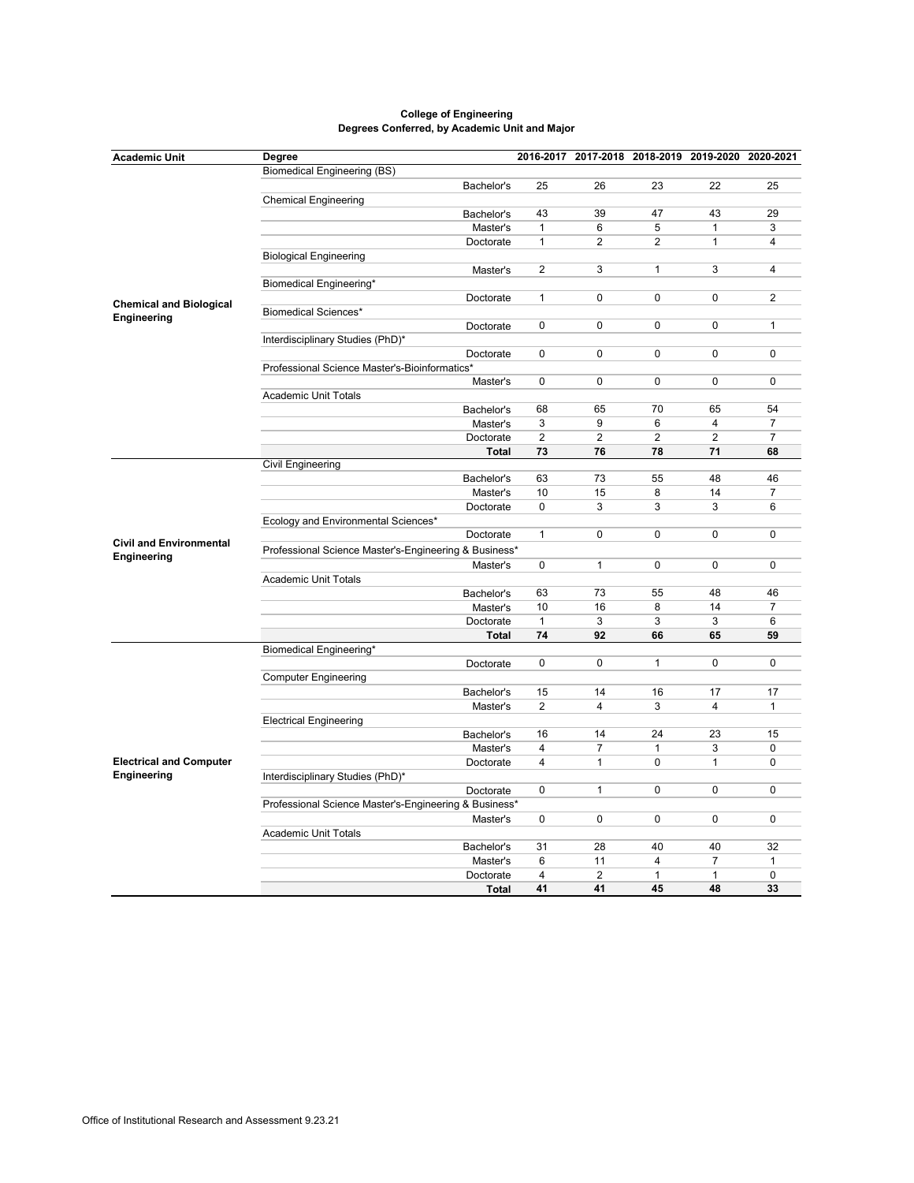**College of Engineering**
**Degrees Conferred, by Academic Unit and Major**

| Academic Unit | Degree | | 2016-2017 | 2017-2018 | 2018-2019 | 2019-2020 | 2020-2021 |
|---|---|---|---|---|---|---|---|
| Chemical and Biological Engineering | Biomedical Engineering (BS) | | | | | | |
| | | Bachelor's | 25 | 26 | 23 | 22 | 25 |
| | Chemical Engineering | | | | | | |
| | | Bachelor's | 43 | 39 | 47 | 43 | 29 |
| | | Master's | 1 | 6 | 5 | 1 | 3 |
| | | Doctorate | 1 | 2 | 2 | 1 | 4 |
| | Biological Engineering | | | | | | |
| | | Master's | 2 | 3 | 1 | 3 | 4 |
| | Biomedical Engineering* | | | | | | |
| | | Doctorate | 1 | 0 | 0 | 0 | 2 |
| | Biomedical Sciences* | | | | | | |
| | | Doctorate | 0 | 0 | 0 | 0 | 1 |
| | Interdisciplinary Studies (PhD)* | | | | | | |
| | | Doctorate | 0 | 0 | 0 | 0 | 0 |
| | Professional Science Master's-Bioinformatics* | | | | | | |
| | | Master's | 0 | 0 | 0 | 0 | 0 |
| | Academic Unit Totals | | | | | | |
| | | Bachelor's | 68 | 65 | 70 | 65 | 54 |
| | | Master's | 3 | 9 | 6 | 4 | 7 |
| | | Doctorate | 2 | 2 | 2 | 2 | 7 |
| | | **Total** | **73** | **76** | **78** | **71** | **68** |
| Civil and Environmental Engineering | Civil Engineering | | | | | | |
| | | Bachelor's | 63 | 73 | 55 | 48 | 46 |
| | | Master's | 10 | 15 | 8 | 14 | 7 |
| | | Doctorate | 0 | 3 | 3 | 3 | 6 |
| | Ecology and Environmental Sciences* | | | | | | |
| | | Doctorate | 1 | 0 | 0 | 0 | 0 |
| | Professional Science Master's-Engineering & Business* | | | | | | |
| | | Master's | 0 | 1 | 0 | 0 | 0 |
| | Academic Unit Totals | | | | | | |
| | | Bachelor's | 63 | 73 | 55 | 48 | 46 |
| | | Master's | 10 | 16 | 8 | 14 | 7 |
| | | Doctorate | 1 | 3 | 3 | 3 | 6 |
| | | **Total** | **74** | **92** | **66** | **65** | **59** |
| Electrical and Computer Engineering | Biomedical Engineering* | | | | | | |
| | | Doctorate | 0 | 0 | 1 | 0 | 0 |
| | Computer Engineering | | | | | | |
| | | Bachelor's | 15 | 14 | 16 | 17 | 17 |
| | | Master's | 2 | 4 | 3 | 4 | 1 |
| | Electrical Engineering | | | | | | |
| | | Bachelor's | 16 | 14 | 24 | 23 | 15 |
| | | Master's | 4 | 7 | 1 | 3 | 0 |
| | | Doctorate | 4 | 1 | 0 | 1 | 0 |
| | Interdisciplinary Studies (PhD)* | | | | | | |
| | | Doctorate | 0 | 1 | 0 | 0 | 0 |
| | Professional Science Master's-Engineering & Business* | | | | | | |
| | | Master's | 0 | 0 | 0 | 0 | 0 |
| | Academic Unit Totals | | | | | | |
| | | Bachelor's | 31 | 28 | 40 | 40 | 32 |
| | | Master's | 6 | 11 | 4 | 7 | 1 |
| | | Doctorate | 4 | 2 | 1 | 1 | 0 |
| | | **Total** | **41** | **41** | **45** | **48** | **33** |

Office of Institutional Research and Assessment 9.23.21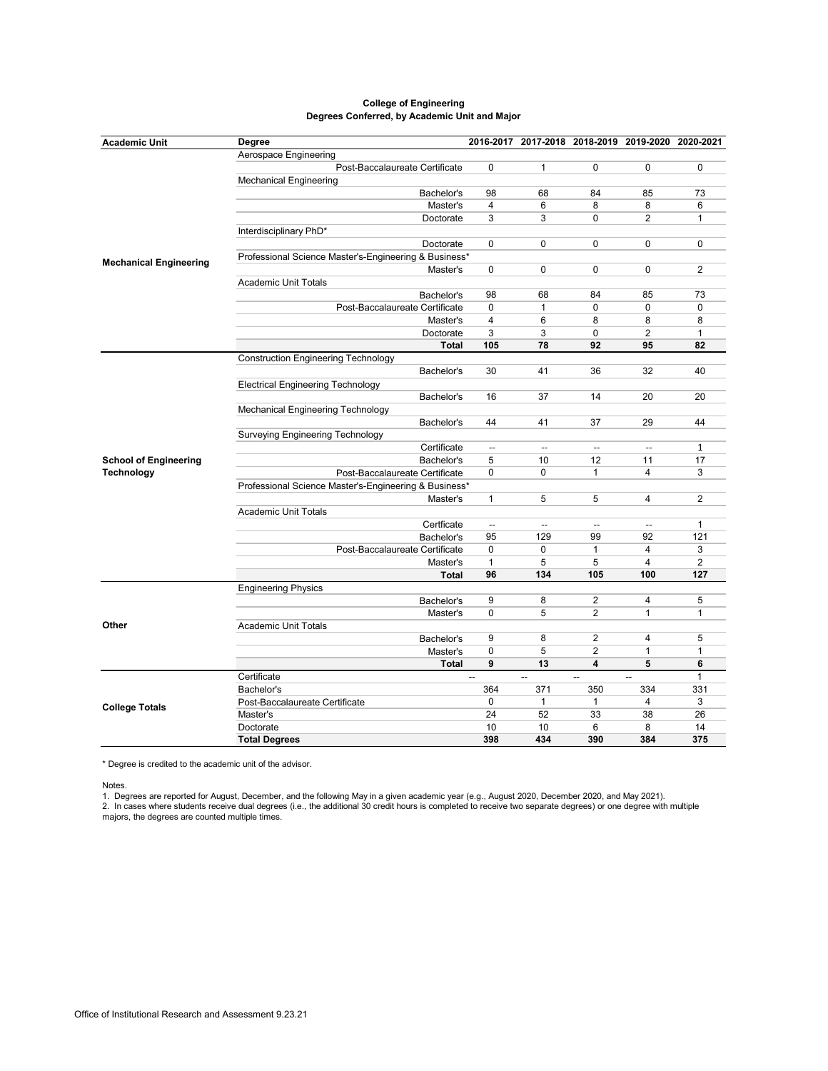**College of Engineering**
**Degrees Conferred, by Academic Unit and Major**

| Academic Unit | Degree | | 2016-2017 | 2017-2018 | 2018-2019 | 2019-2020 | 2020-2021 |
|---|---|---|---|---|---|---|---|
| **Mechanical Engineering** | Aerospace Engineering | | | | | | |
| | | Post-Baccalaureate Certificate | 0 | 1 | 0 | 0 | 0 |
| | Mechanical Engineering | | | | | | |
| | | Bachelor's | 98 | 68 | 84 | 85 | 73 |
| | | Master's | 4 | 6 | 8 | 8 | 6 |
| | | Doctorate | 3 | 3 | 0 | 2 | 1 |
| | Interdisciplinary PhD* | | | | | | |
| | | Doctorate | 0 | 0 | 0 | 0 | 0 |
| | Professional Science Master's-Engineering & Business* | | | | | | |
| | | Master's | 0 | 0 | 0 | 0 | 2 |
| | Academic Unit Totals | | | | | | |
| | | Bachelor's | 98 | 68 | 84 | 85 | 73 |
| | | Post-Baccalaureate Certificate | 0 | 1 | 0 | 0 | 0 |
| | | Master's | 4 | 6 | 8 | 8 | 8 |
| | | Doctorate | 3 | 3 | 0 | 2 | 1 |
| | | **Total** | **105** | **78** | **92** | **95** | **82** |
| **School of Engineering Technology** | Construction Engineering Technology | | | | | | |
| | | Bachelor's | 30 | 41 | 36 | 32 | 40 |
| | Electrical Engineering Technology | | | | | | |
| | | Bachelor's | 16 | 37 | 14 | 20 | 20 |
| | Mechanical Engineering Technology | | | | | | |
| | | Bachelor's | 44 | 41 | 37 | 29 | 44 |
| | Surveying Engineering Technology | | | | | | |
| | | Certificate | -- | -- | -- | -- | 1 |
| | | Bachelor's | 5 | 10 | 12 | 11 | 17 |
| | | Post-Baccalaureate Certificate | 0 | 0 | 1 | 4 | 3 |
| | Professional Science Master's-Engineering & Business* | | | | | | |
| | | Master's | 1 | 5 | 5 | 4 | 2 |
| | Academic Unit Totals | | | | | | |
| | | Certficate | -- | -- | -- | -- | 1 |
| | | Bachelor's | 95 | 129 | 99 | 92 | 121 |
| | | Post-Baccalaureate Certificate | 0 | 0 | 1 | 4 | 3 |
| | | Master's | 1 | 5 | 5 | 4 | 2 |
| | | **Total** | **96** | **134** | **105** | **100** | **127** |
| **Other** | Engineering Physics | | | | | | |
| | | Bachelor's | 9 | 8 | 2 | 4 | 5 |
| | | Master's | 0 | 5 | 2 | 1 | 1 |
| | Academic Unit Totals | | | | | | |
| | | Bachelor's | 9 | 8 | 2 | 4 | 5 |
| | | Master's | 0 | 5 | 2 | 1 | 1 |
| | | **Total** | **9** | **13** | **4** | **5** | **6** |
| **College Totals** | Certificate | | -- | -- | -- | -- | 1 |
| | Bachelor's | | 364 | 371 | 350 | 334 | 331 |
| | Post-Baccalaureate Certificate | | 0 | 1 | 1 | 4 | 3 |
| | Master's | | 24 | 52 | 33 | 38 | 26 |
| | Doctorate | | 10 | 10 | 6 | 8 | 14 |
| | **Total Degrees** | | **398** | **434** | **390** | **384** | **375** |

* Degree is credited to the academic unit of the advisor.

Notes.

1. Degrees are reported for August, December, and the following May in a given academic year (e.g., August 2020, December 2020, and May 2021).
2. In cases where students receive dual degrees (i.e., the additional 30 credit hours is completed to receive two separate degrees) or one degree with multiple majors, the degrees are counted multiple times.

Office of Institutional Research and Assessment 9.23.21